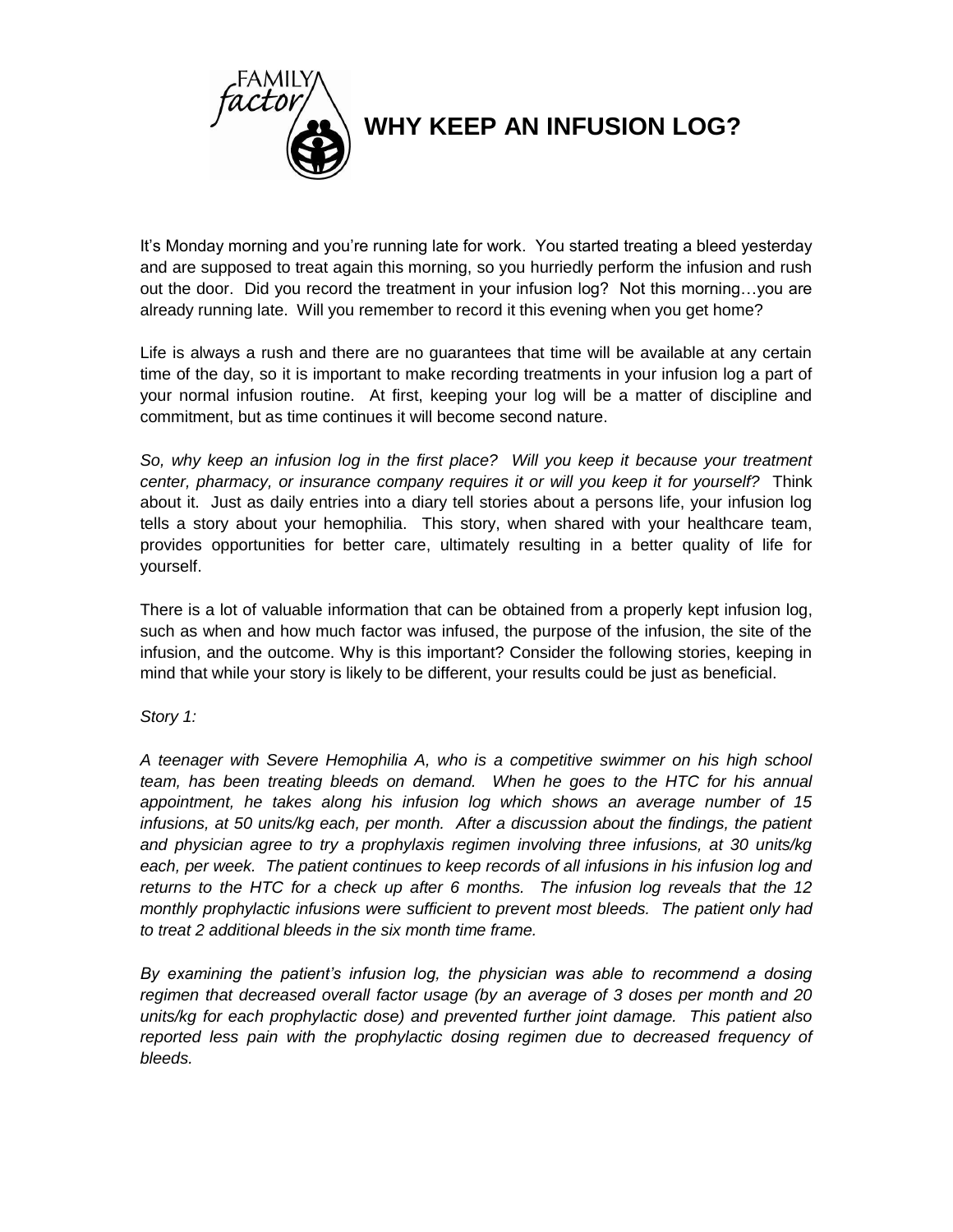# WHY KEEP AN INFUSION LOG?

It's Monday morning and you're running late for work. You started treating a bleed yesterday and are supposed to treat again this morning, so you hurriedly perform the infusion and rush out the door. Did you record the treatment in your infusion log? Not this morning…you are already running late. Will you remember to record it this evening when you get home?

Life is always a rush and there are no guarantees that time will be available at any certain time of the day, so it is important to make recording treatments in your infusion log a part of your normal infusion routine. At first, keeping your log will be a matter of discipline and commitment, but as time continues it will become second nature.

*So, why keep an infusion log in the first place? Will you keep it because your treatment center, pharmacy, or insurance company requires it or will you keep it for yourself?* Think about it. Just as daily entries into a diary tell stories about a persons life, your infusion log tells a story about your hemophilia. This story, when shared with your healthcare team, provides opportunities for better care, ultimately resulting in a better quality of life for yourself.

There is a lot of valuable information that can be obtained from a properly kept infusion log, such as when and how much factor was infused, the purpose of the infusion, the site of the infusion, and the outcome. Why is this important? Consider the following stories, keeping in mind that while your story is likely to be different, your results could be just as beneficial.

*Story 1:*

*A teenager with Severe Hemophilia A, who is a competitive swimmer on his high school team, has been treating bleeds on demand. When he goes to the HTC for his annual appointment, he takes along his infusion log which shows an average number of 15 infusions, at 50 units/kg each, per month. After a discussion about the findings, the patient and physician agree to try a prophylaxis regimen involving three infusions, at 30 units/kg each, per week. The patient continues to keep records of all infusions in his infusion log and returns to the HTC for a check up after 6 months. The infusion log reveals that the 12 monthly prophylactic infusions were sufficient to prevent most bleeds. The patient only had to treat 2 additional bleeds in the six month time frame.*

*By examining the patient's infusion log, the physician was able to recommend a dosing regimen that decreased overall factor usage (by an average of 3 doses per month and 20 units/kg for each prophylactic dose) and prevented further joint damage. This patient also reported less pain with the prophylactic dosing regimen due to decreased frequency of bleeds.*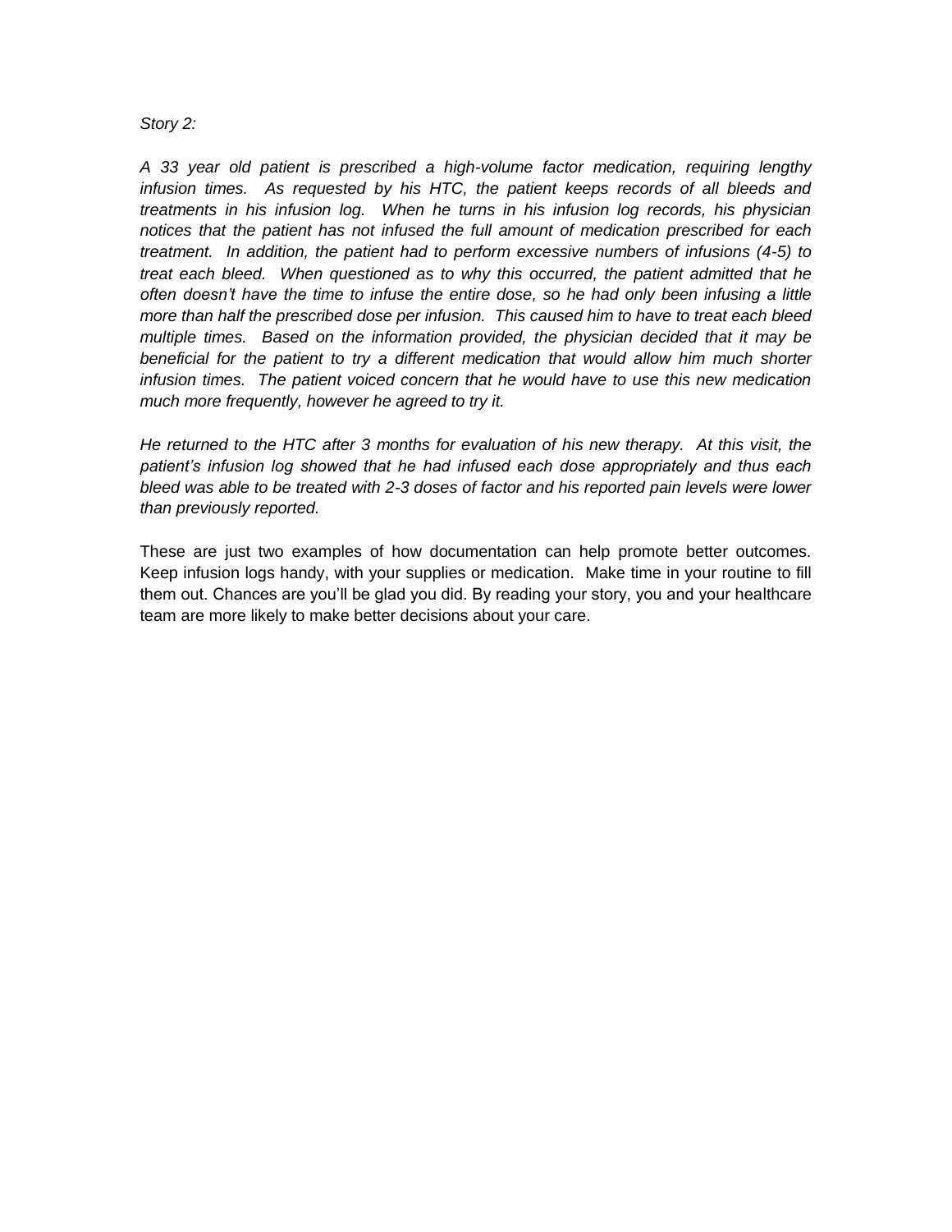*Story 2:*

*A 33 year old patient is prescribed a high-volume factor medication, requiring lengthy infusion times. As requested by his HTC, the patient keeps records of all bleeds and treatments in his infusion log. When he turns in his infusion log records, his physician notices that the patient has not infused the full amount of medication prescribed for each treatment. In addition, the patient had to perform excessive numbers of infusions (4-5) to treat each bleed. When questioned as to why this occurred, the patient admitted that he often doesn't have the time to infuse the entire dose, so he had only been infusing a little more than half the prescribed dose per infusion. This caused him to have to treat each bleed multiple times. Based on the information provided, the physician decided that it may be beneficial for the patient to try a different medication that would allow him much shorter infusion times. The patient voiced concern that he would have to use this new medication much more frequently, however he agreed to try it.*

*He returned to the HTC after 3 months for evaluation of his new therapy. At this visit, the patient's infusion log showed that he had infused each dose appropriately and thus each bleed was able to be treated with 2-3 doses of factor and his reported pain levels were lower than previously reported.*

These are just two examples of how documentation can help promote better outcomes. Keep infusion logs handy, with your supplies or medication. Make time in your routine to fill them out. Chances are you'll be glad you did. By reading your story, you and your healthcare team are more likely to make better decisions about your care.